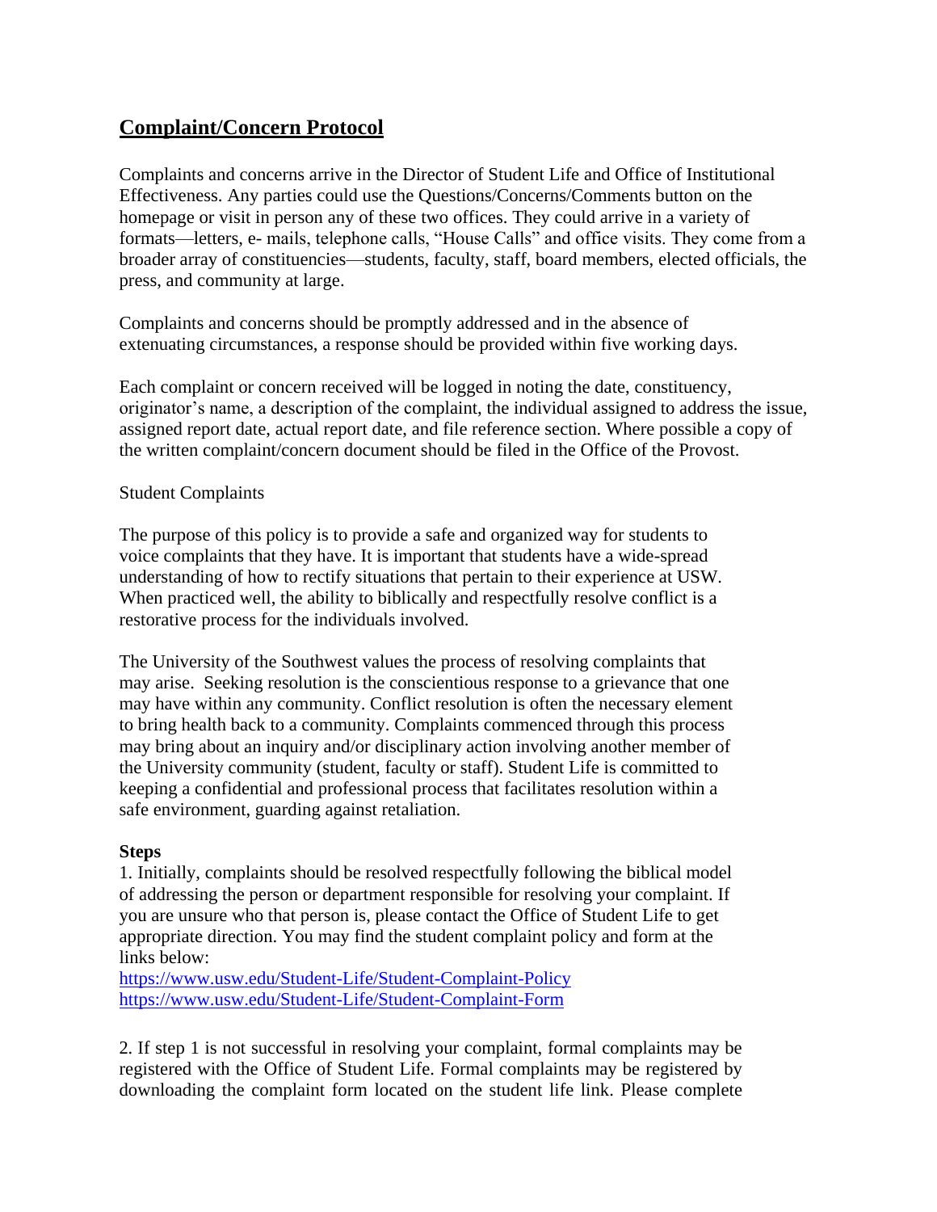## Complaint/Concern Protocol

Complaints and concerns arrive in the Director of Student Life and Office of Institutional Effectiveness. Any parties could use the Questions/Concerns/Comments button on the homepage or visit in person any of these two offices. They could arrive in a variety of formats—letters, e- mails, telephone calls, "House Calls" and office visits. They come from a broader array of constituencies—students, faculty, staff, board members, elected officials, the press, and community at large.

Complaints and concerns should be promptly addressed and in the absence of extenuating circumstances, a response should be provided within five working days.

Each complaint or concern received will be logged in noting the date, constituency, originator's name, a description of the complaint, the individual assigned to address the issue, assigned report date, actual report date, and file reference section. Where possible a copy of the written complaint/concern document should be filed in the Office of the Provost.

Student Complaints

The purpose of this policy is to provide a safe and organized way for students to voice complaints that they have. It is important that students have a wide-spread understanding of how to rectify situations that pertain to their experience at USW. When practiced well, the ability to biblically and respectfully resolve conflict is a restorative process for the individuals involved.

The University of the Southwest values the process of resolving complaints that may arise. Seeking resolution is the conscientious response to a grievance that one may have within any community. Conflict resolution is often the necessary element to bring health back to a community. Complaints commenced through this process may bring about an inquiry and/or disciplinary action involving another member of the University community (student, faculty or staff). Student Life is committed to keeping a confidential and professional process that facilitates resolution within a safe environment, guarding against retaliation.

**Steps**

1. Initially, complaints should be resolved respectfully following the biblical model of addressing the person or department responsible for resolving your complaint. If you are unsure who that person is, please contact the Office of Student Life to get appropriate direction. You may find the student complaint policy and form at the links below:
https://www.usw.edu/Student-Life/Student-Complaint-Policy
https://www.usw.edu/Student-Life/Student-Complaint-Form

2. If step 1 is not successful in resolving your complaint, formal complaints may be registered with the Office of Student Life. Formal complaints may be registered by downloading the complaint form located on the student life link. Please complete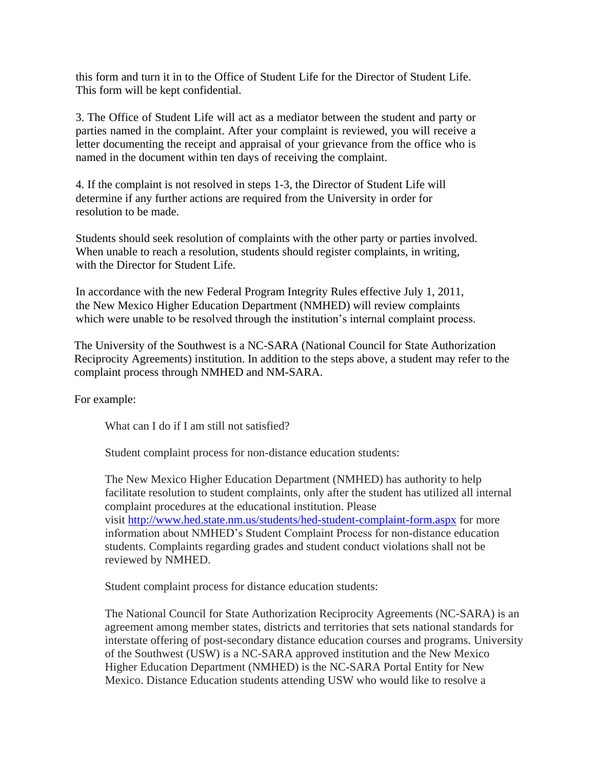this form and turn it in to the Office of Student Life for the Director of Student Life. This form will be kept confidential.

3. The Office of Student Life will act as a mediator between the student and party or parties named in the complaint. After your complaint is reviewed, you will receive a letter documenting the receipt and appraisal of your grievance from the office who is named in the document within ten days of receiving the complaint.

4. If the complaint is not resolved in steps 1-3, the Director of Student Life will determine if any further actions are required from the University in order for resolution to be made.

Students should seek resolution of complaints with the other party or parties involved. When unable to reach a resolution, students should register complaints, in writing, with the Director for Student Life.

In accordance with the new Federal Program Integrity Rules effective July 1, 2011, the New Mexico Higher Education Department (NMHED) will review complaints which were unable to be resolved through the institution's internal complaint process.

The University of the Southwest is a NC-SARA (National Council for State Authorization Reciprocity Agreements) institution. In addition to the steps above, a student may refer to the complaint process through NMHED and NM-SARA.

For example:

> What can I do if I am still not satisfied?
>
> Student complaint process for non-distance education students:
>
> The New Mexico Higher Education Department (NMHED) has authority to help facilitate resolution to student complaints, only after the student has utilized all internal complaint procedures at the educational institution. Please visit [http://www.hed.state.nm.us/students/hed-student-complaint-form.aspx](http://www.hed.state.nm.us/students/hed-student-complaint-form.aspx) for more information about NMHED's Student Complaint Process for non-distance education students. Complaints regarding grades and student conduct violations shall not be reviewed by NMHED.
>
> Student complaint process for distance education students:
>
> The National Council for State Authorization Reciprocity Agreements (NC-SARA) is an agreement among member states, districts and territories that sets national standards for interstate offering of post-secondary distance education courses and programs. University of the Southwest (USW) is a NC-SARA approved institution and the New Mexico Higher Education Department (NMHED) is the NC-SARA Portal Entity for New Mexico. Distance Education students attending USW who would like to resolve a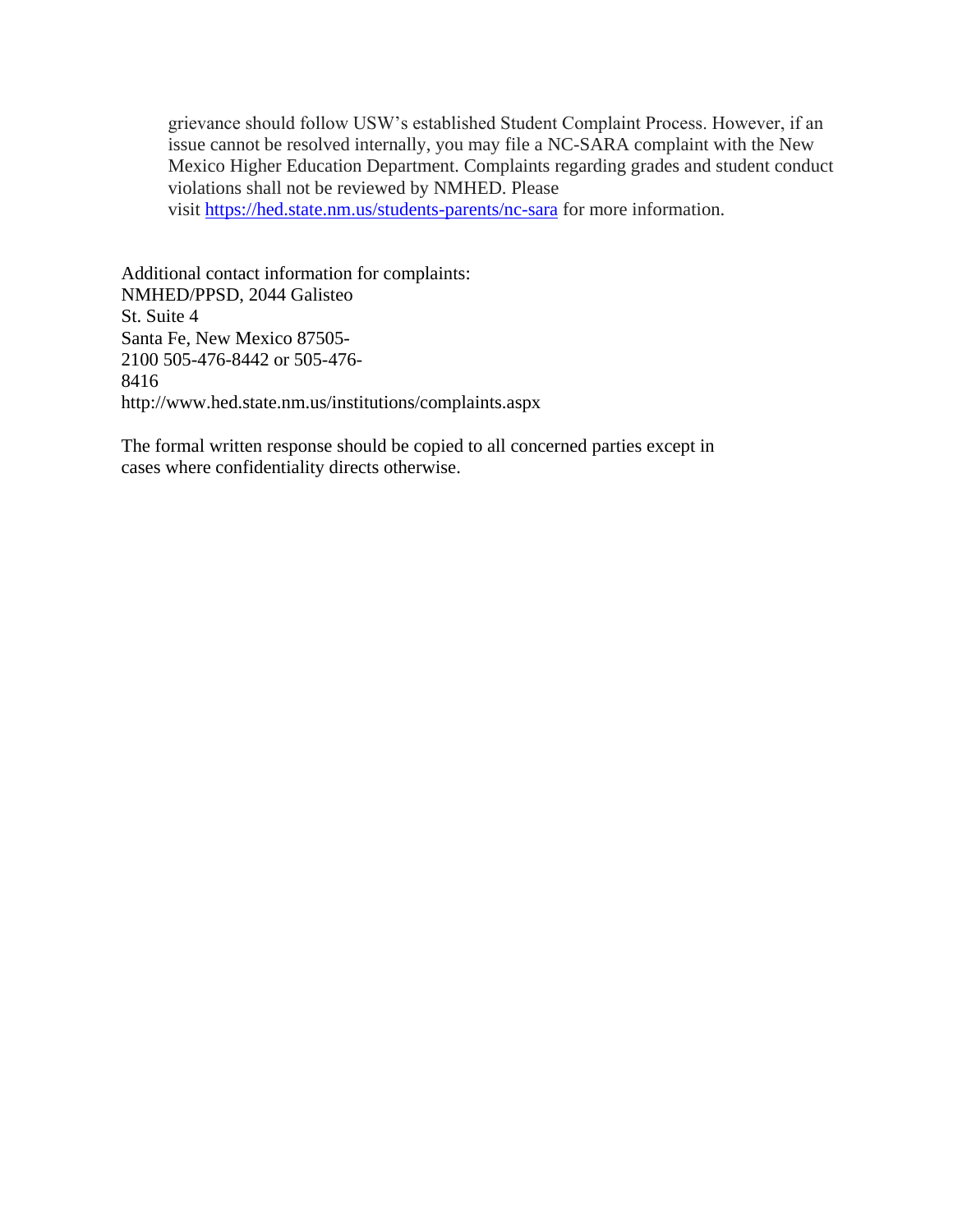grievance should follow USW's established Student Complaint Process. However, if an issue cannot be resolved internally, you may file a NC-SARA complaint with the New Mexico Higher Education Department. Complaints regarding grades and student conduct violations shall not be reviewed by NMHED. Please visit [https://hed.state.nm.us/students-parents/nc-sara](https://hed.state.nm.us/students-parents/nc-sara) for more information.

Additional contact information for complaints:
NMHED/PPSD, 2044 Galisteo
St. Suite 4
Santa Fe, New Mexico 87505-
2100 505-476-8442 or 505-476-
8416
http://www.hed.state.nm.us/institutions/complaints.aspx

The formal written response should be copied to all concerned parties except in cases where confidentiality directs otherwise.